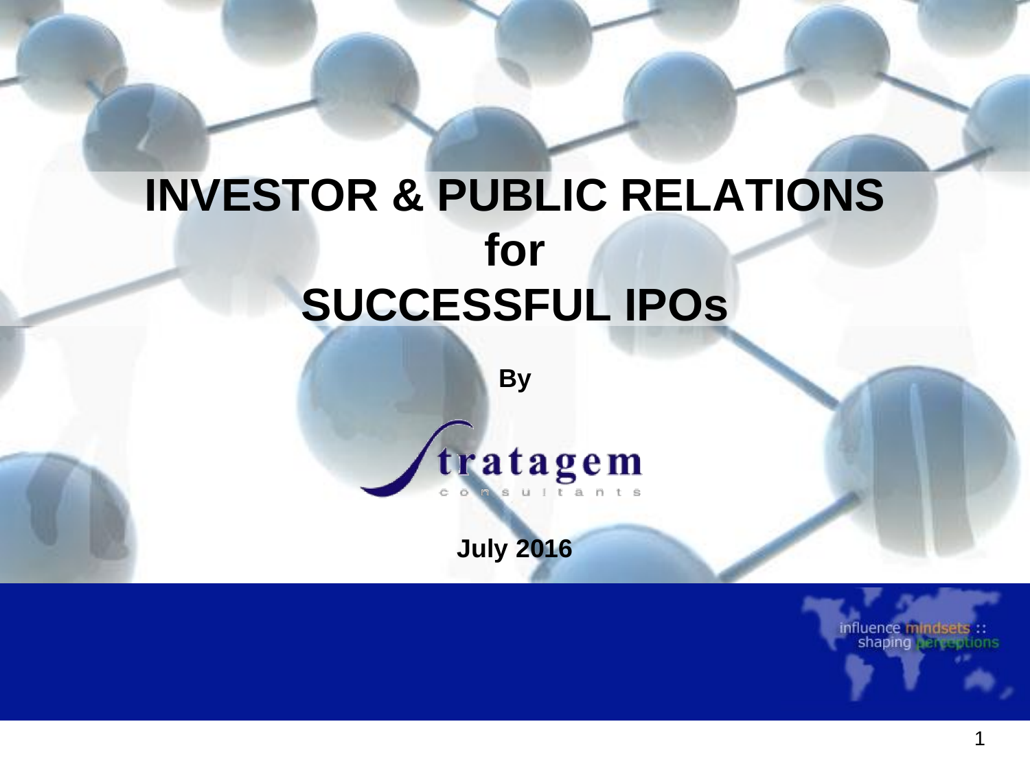# INVESTOR & PUBLIC RELATIONS for SUCCESSFUL IPOs

**By**

Stratagem consultants

**July 2016**

influence mindsets :: shaping perceptions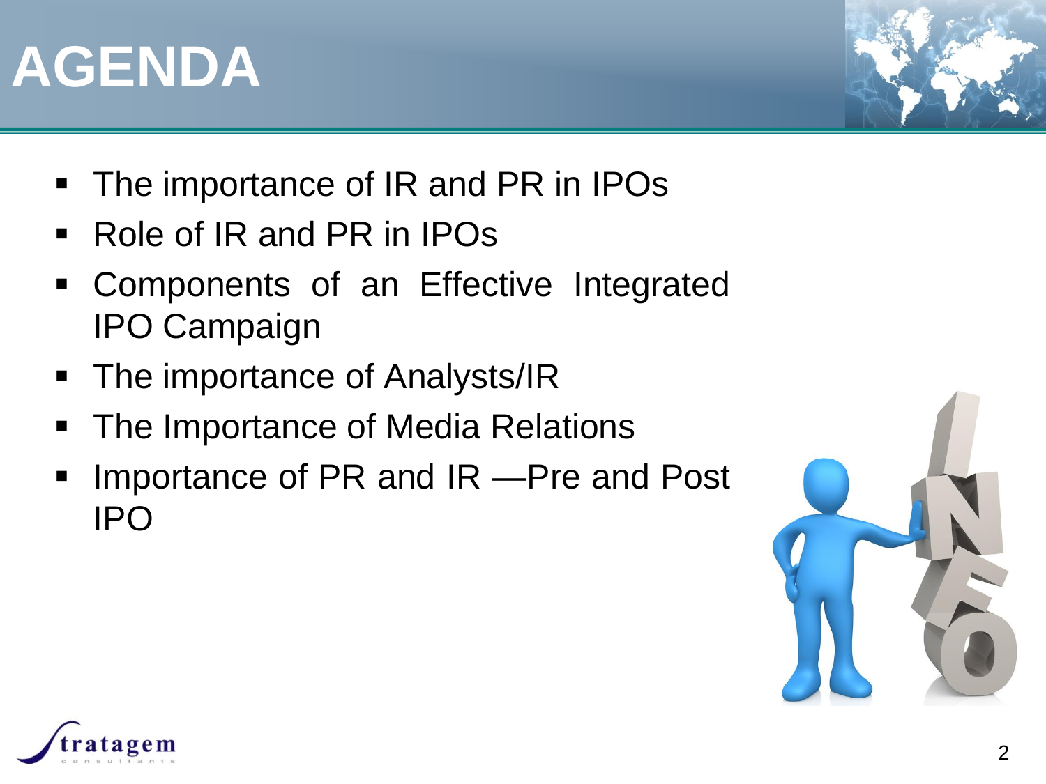# AGENDA

- The importance of IR and PR in IPOs
- Role of IR and PR in IPOs
- Components of an Effective Integrated IPO Campaign
- The importance of Analysts/IR
- The Importance of Media Relations
- Importance of PR and IR —Pre and Post IPO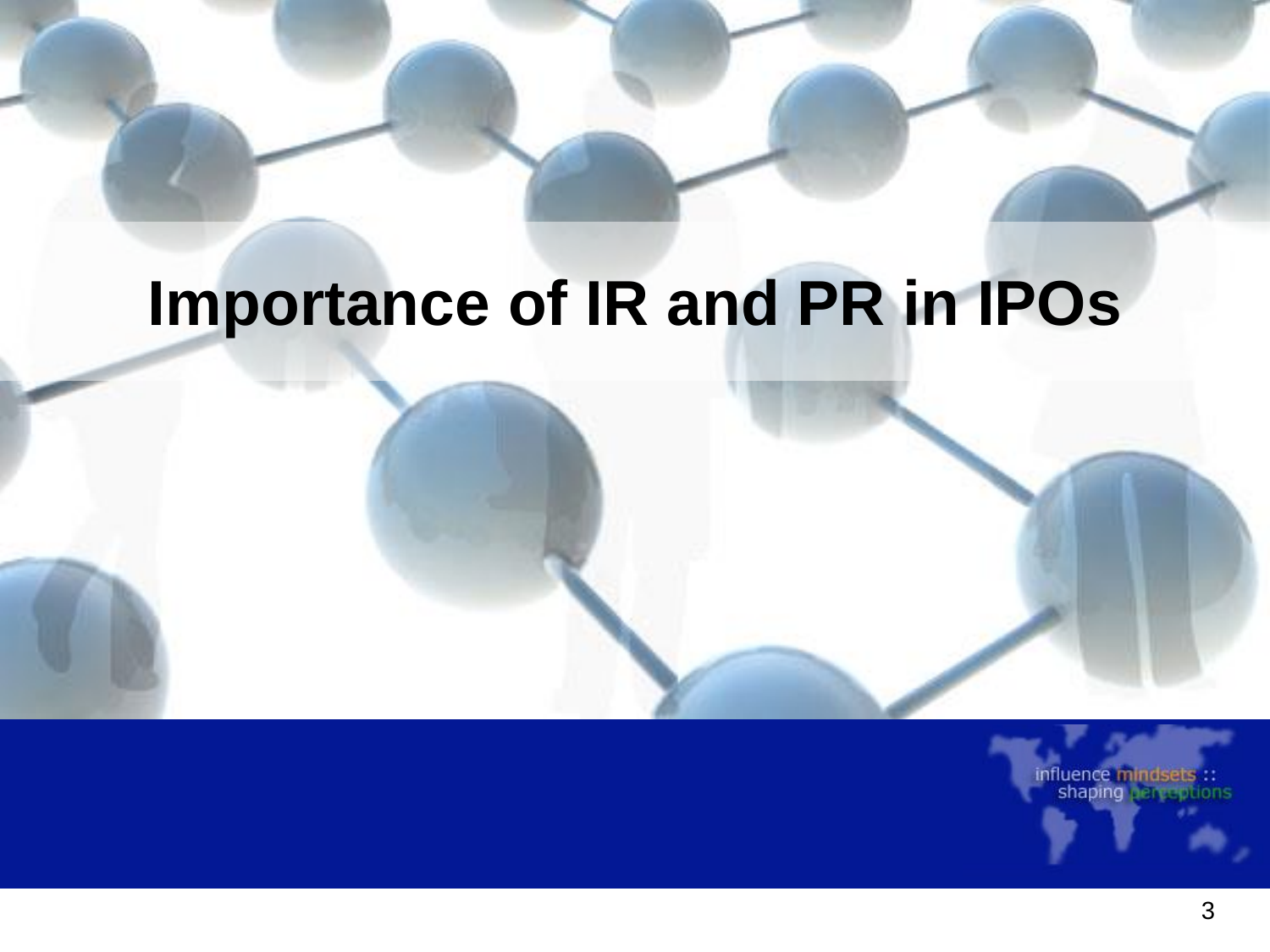# Importance of IR and PR in IPOs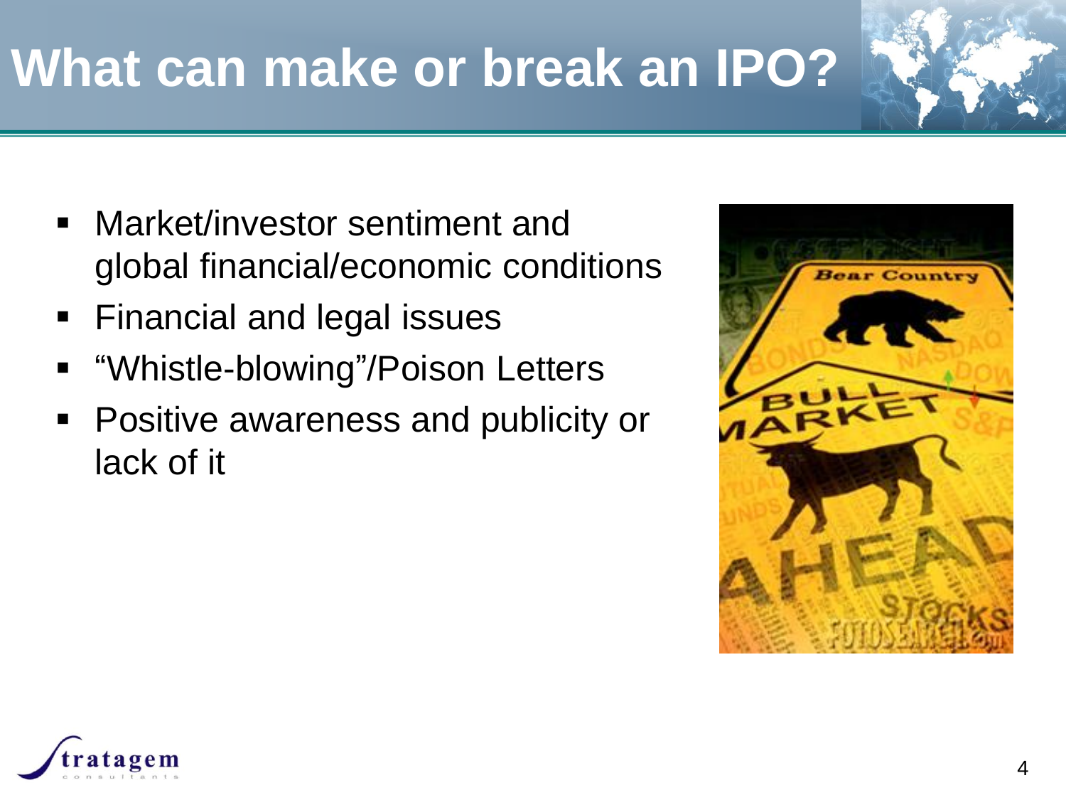# What can make or break an IPO?

- Market/investor sentiment and global financial/economic conditions
- Financial and legal issues
- "Whistle-blowing"/Poison Letters
- Positive awareness and publicity or lack of it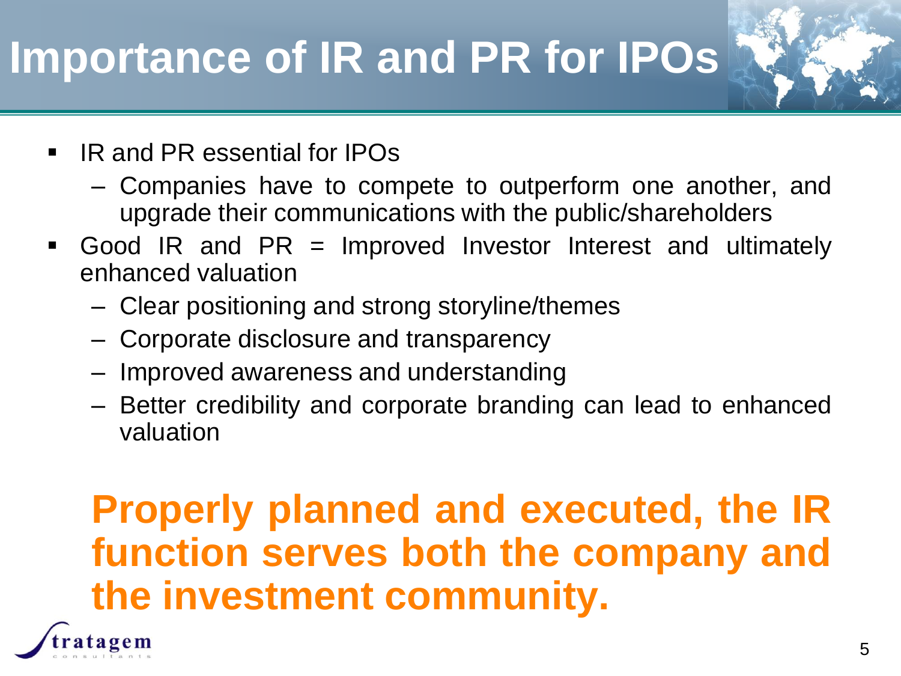# Importance of IR and PR for IPOs

- IR and PR essential for IPOs
  - Companies have to compete to outperform one another, and upgrade their communications with the public/shareholders
- Good IR and PR = Improved Investor Interest and ultimately enhanced valuation
  - Clear positioning and strong storyline/themes
  - Corporate disclosure and transparency
  - Improved awareness and understanding
  - Better credibility and corporate branding can lead to enhanced valuation

**Properly planned and executed, the IR function serves both the company and the investment community.**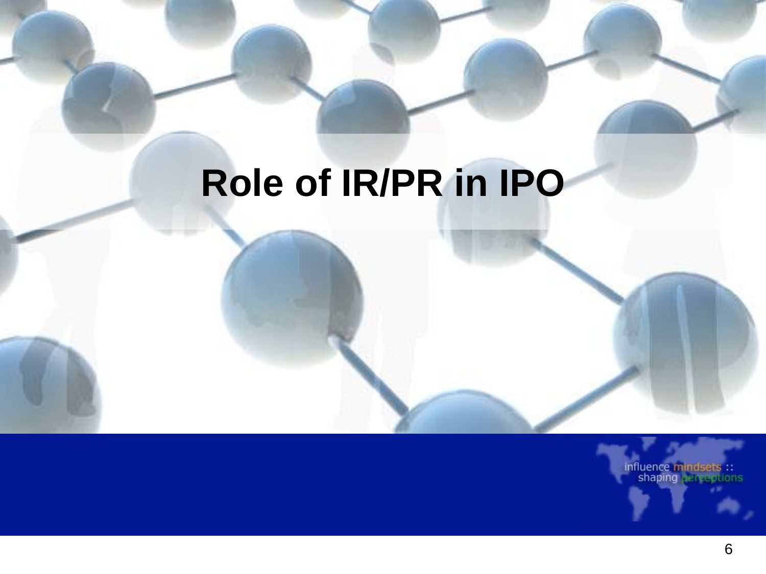# Role of IR/PR in IPO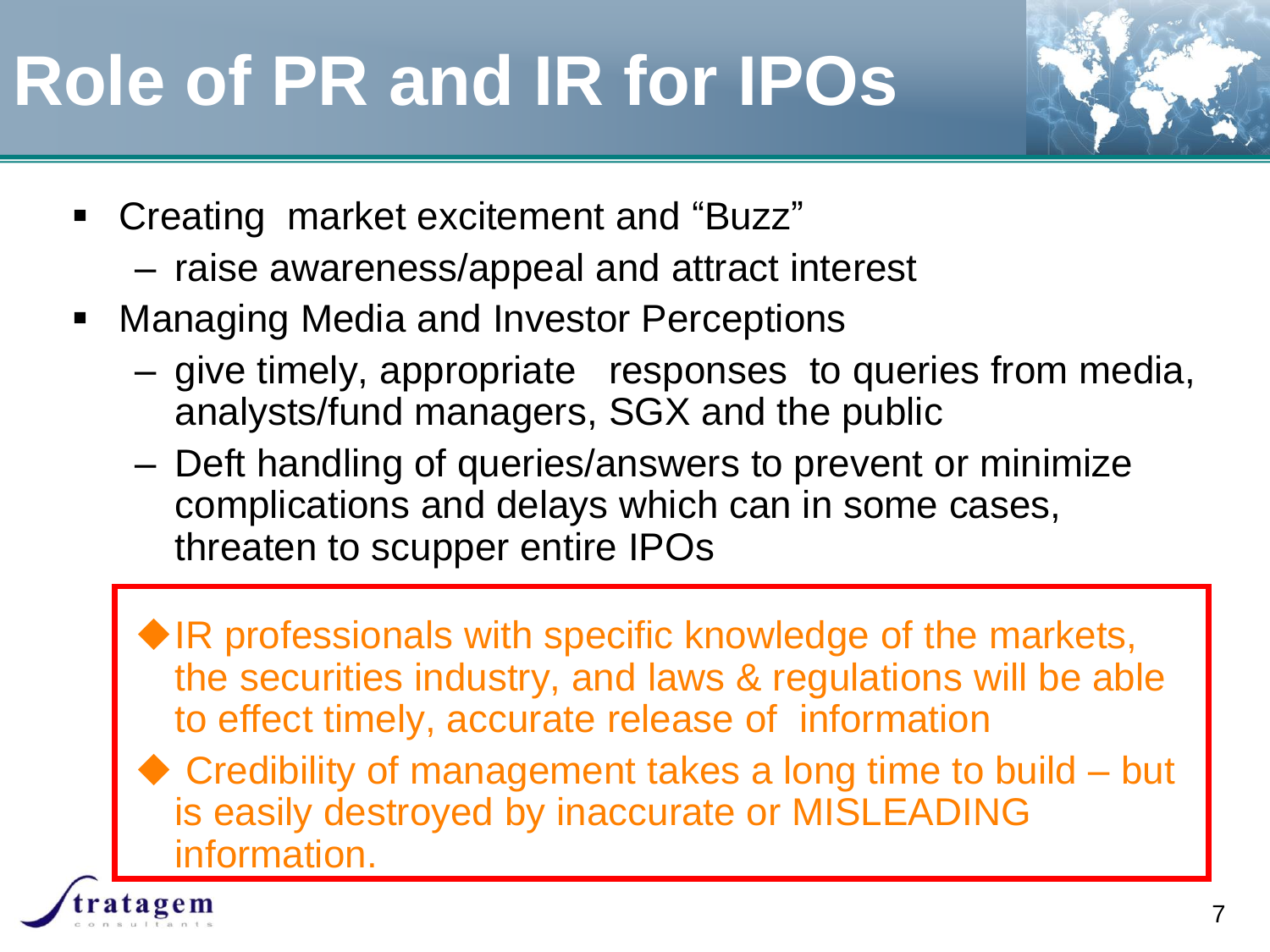# Role of PR and IR for IPOs

- Creating market excitement and "Buzz"
  - raise awareness/appeal and attract interest
- Managing Media and Investor Perceptions
  - give timely, appropriate responses to queries from media, analysts/fund managers, SGX and the public
  - Deft handling of queries/answers to prevent or minimize complications and delays which can in some cases, threaten to scupper entire IPOs

◆ IR professionals with specific knowledge of the markets, the securities industry, and laws & regulations will be able to effect timely, accurate release of information

◆ Credibility of management takes a long time to build – but is easily destroyed by inaccurate or MISLEADING information.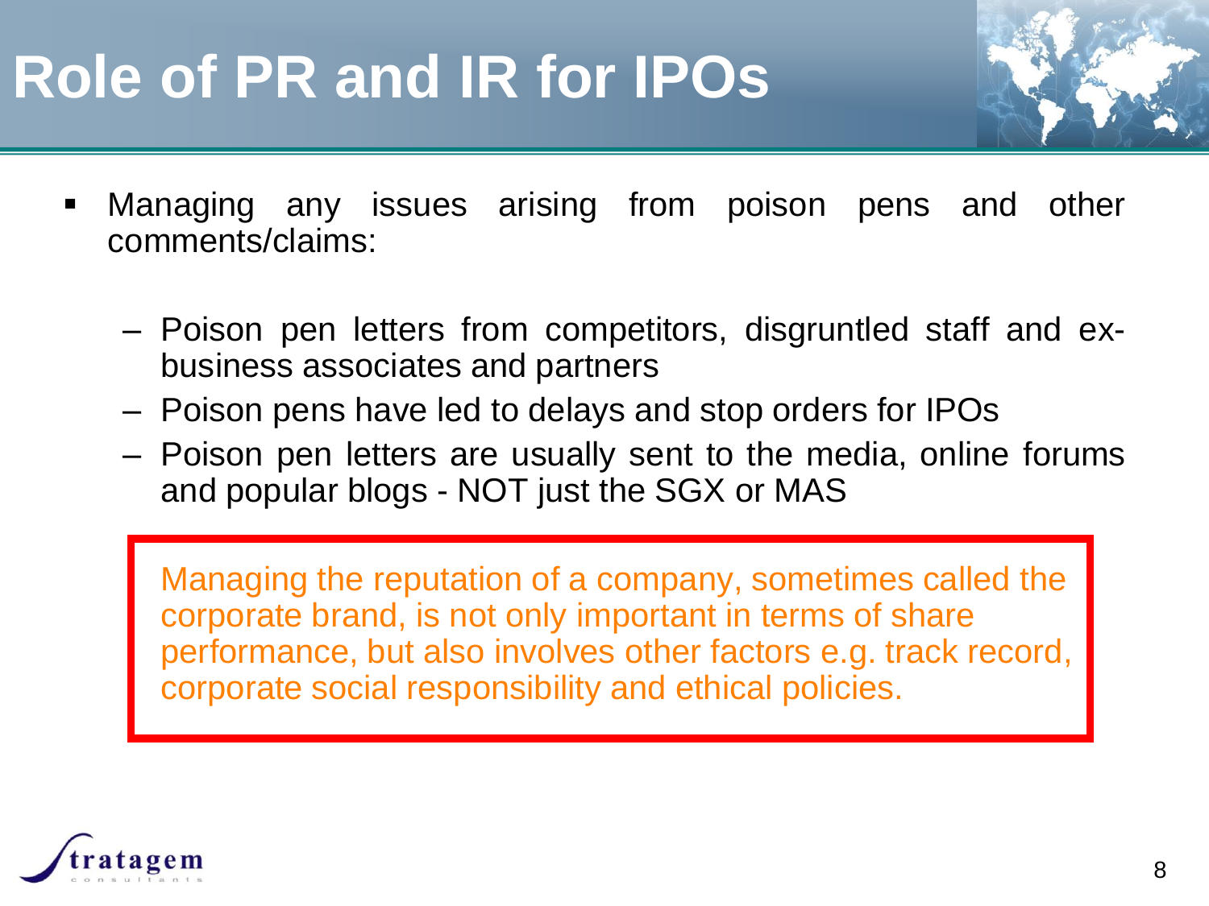# Role of PR and IR for IPOs

- Managing any issues arising from poison pens and other comments/claims:
  - Poison pen letters from competitors, disgruntled staff and ex-business associates and partners
  - Poison pens have led to delays and stop orders for IPOs
  - Poison pen letters are usually sent to the media, online forums and popular blogs - NOT just the SGX or MAS

Managing the reputation of a company, sometimes called the corporate brand, is not only important in terms of share performance, but also involves other factors e.g. track record, corporate social responsibility and ethical policies.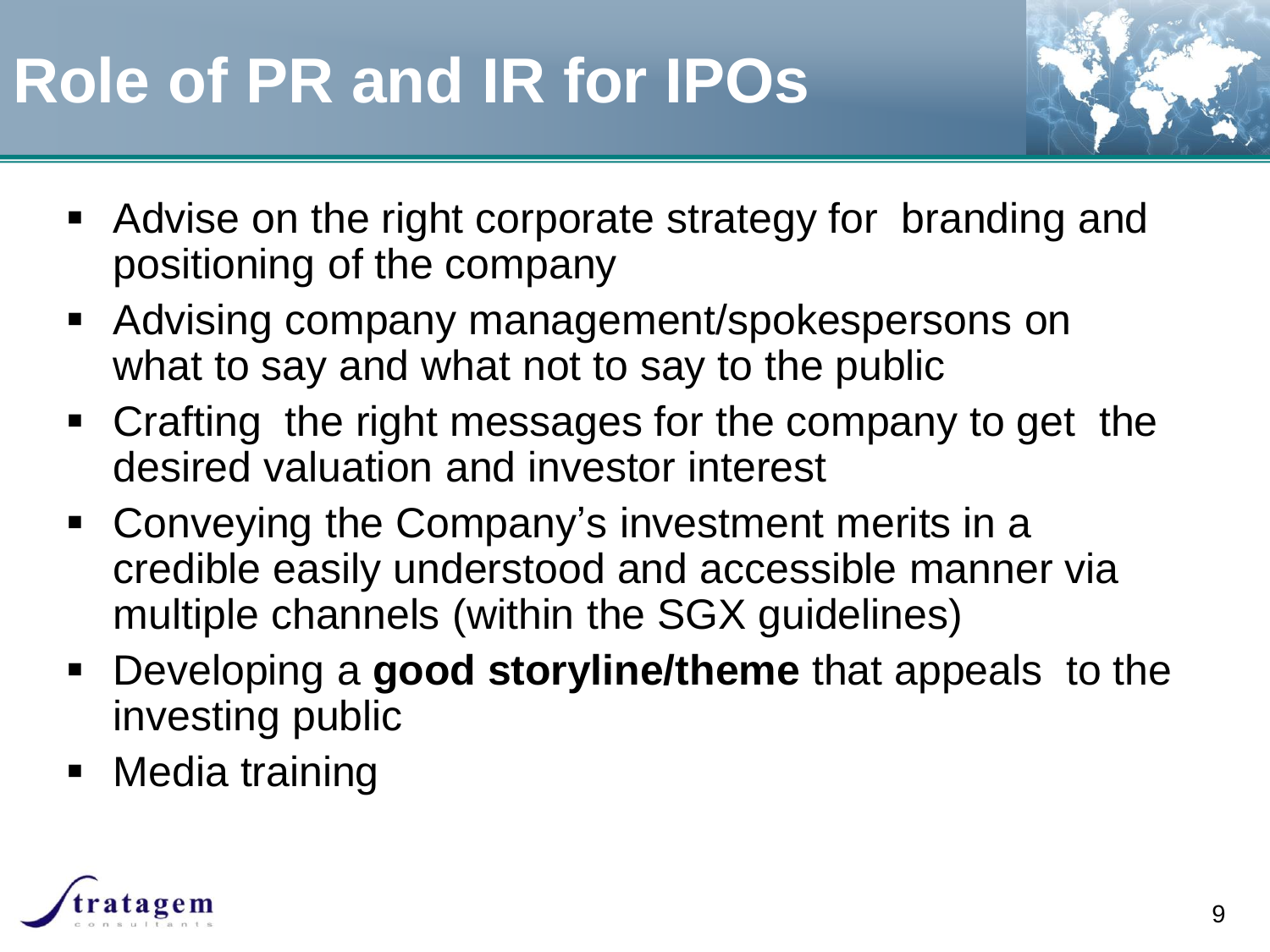# Role of PR and IR for IPOs

- Advise on the right corporate strategy for branding and positioning of the company
- Advising company management/spokespersons on what to say and what not to say to the public
- Crafting the right messages for the company to get the desired valuation and investor interest
- Conveying the Company's investment merits in a credible easily understood and accessible manner via multiple channels (within the SGX guidelines)
- Developing a **good storyline/theme** that appeals to the investing public
- Media training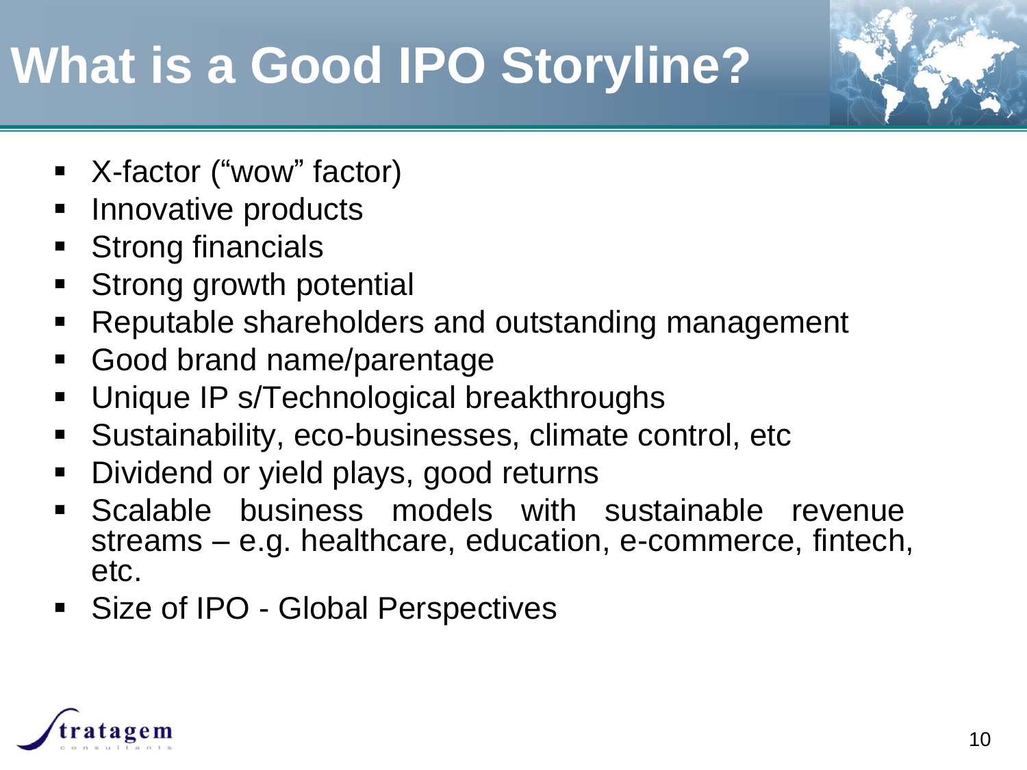# What is a Good IPO Storyline?

- X-factor ("wow" factor)
- Innovative products
- Strong financials
- Strong growth potential
- Reputable shareholders and outstanding management
- Good brand name/parentage
- Unique IP s/Technological breakthroughs
- Sustainability, eco-businesses, climate control, etc
- Dividend or yield plays, good returns
- Scalable business models with sustainable revenue streams – e.g. healthcare, education, e-commerce, fintech, etc.
- Size of IPO - Global Perspectives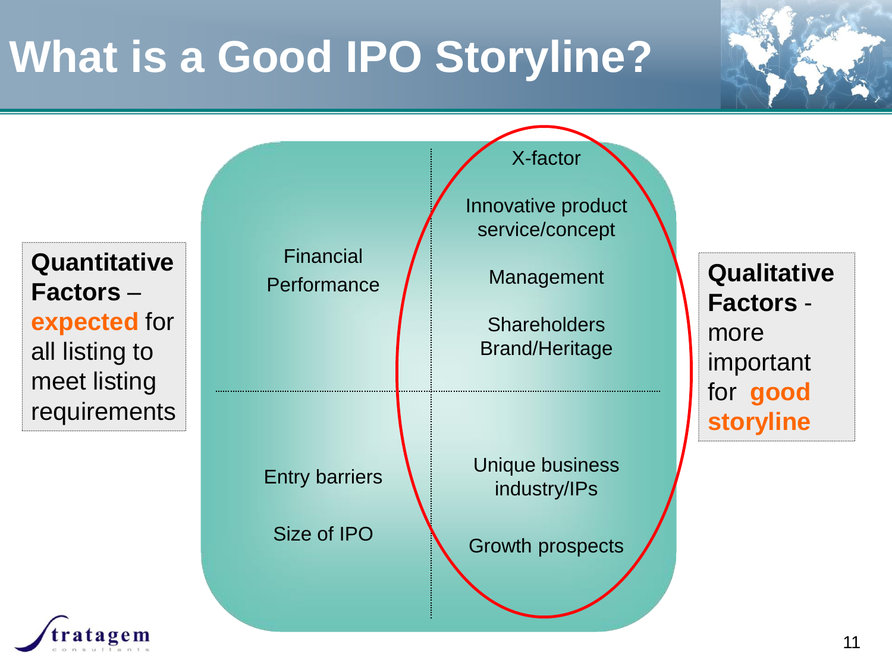# What is a Good IPO Storyline?

**Quantitative Factors** – **expected** for all listing to meet listing requirements

Financial Performance

Entry barriers

Size of IPO

X-factor

Innovative product service/concept

Management

Shareholders Brand/Heritage

Unique business industry/IPs

Growth prospects

**Qualitative Factors** - more important for **good storyline**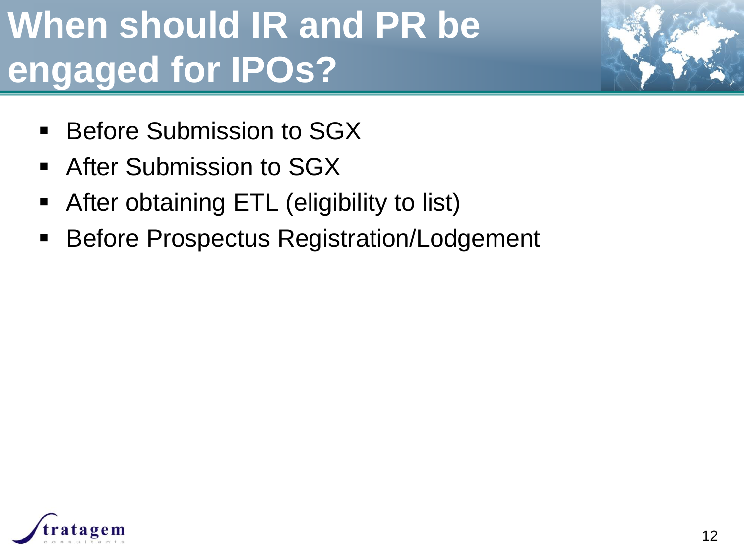# When should IR and PR be engaged for IPOs?

- Before Submission to SGX
- After Submission to SGX
- After obtaining ETL (eligibility to list)
- Before Prospectus Registration/Lodgement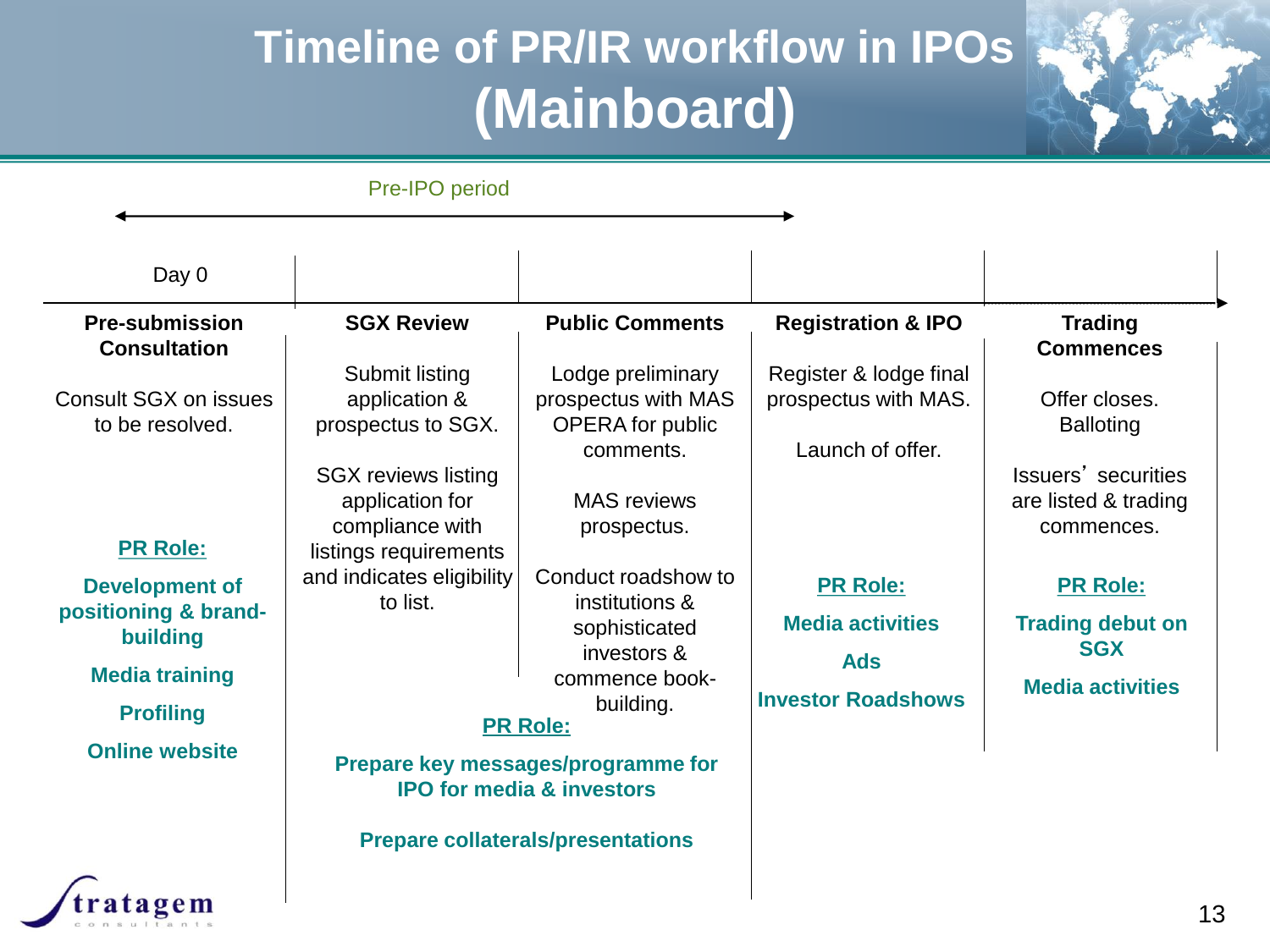# Timeline of PR/IR workflow in IPOs (Mainboard)

Pre-IPO period

Day 0

| Pre-submission Consultation | SGX Review | Public Comments | Registration & IPO | Trading Commences |
|---|---|---|---|---|
| Consult SGX on issues to be resolved. | Submit listing application & prospectus to SGX.<br><br>SGX reviews listing application for compliance with listings requirements and indicates eligibility to list. | Lodge preliminary prospectus with MAS OPERA for public comments.<br><br>MAS reviews prospectus.<br><br>Conduct roadshow to institutions & sophisticated investors & commence book-building. | Register & lodge final prospectus with MAS.<br><br>Launch of offer. | Offer closes. Balloting<br><br>Issuers' securities are listed & trading commences. |
| **PR Role:**<br>**Development of positioning & brand-building**<br>**Media training**<br>**Profiling**<br>**Online website** | **PR Role:**<br>**Prepare key messages/programme for IPO for media & investors**<br>**Prepare collaterals/presentations** | | **PR Role:**<br>**Media activities**<br>**Ads**<br>**Investor Roadshows** | **PR Role:**<br>**Trading debut on SGX**<br>**Media activities** |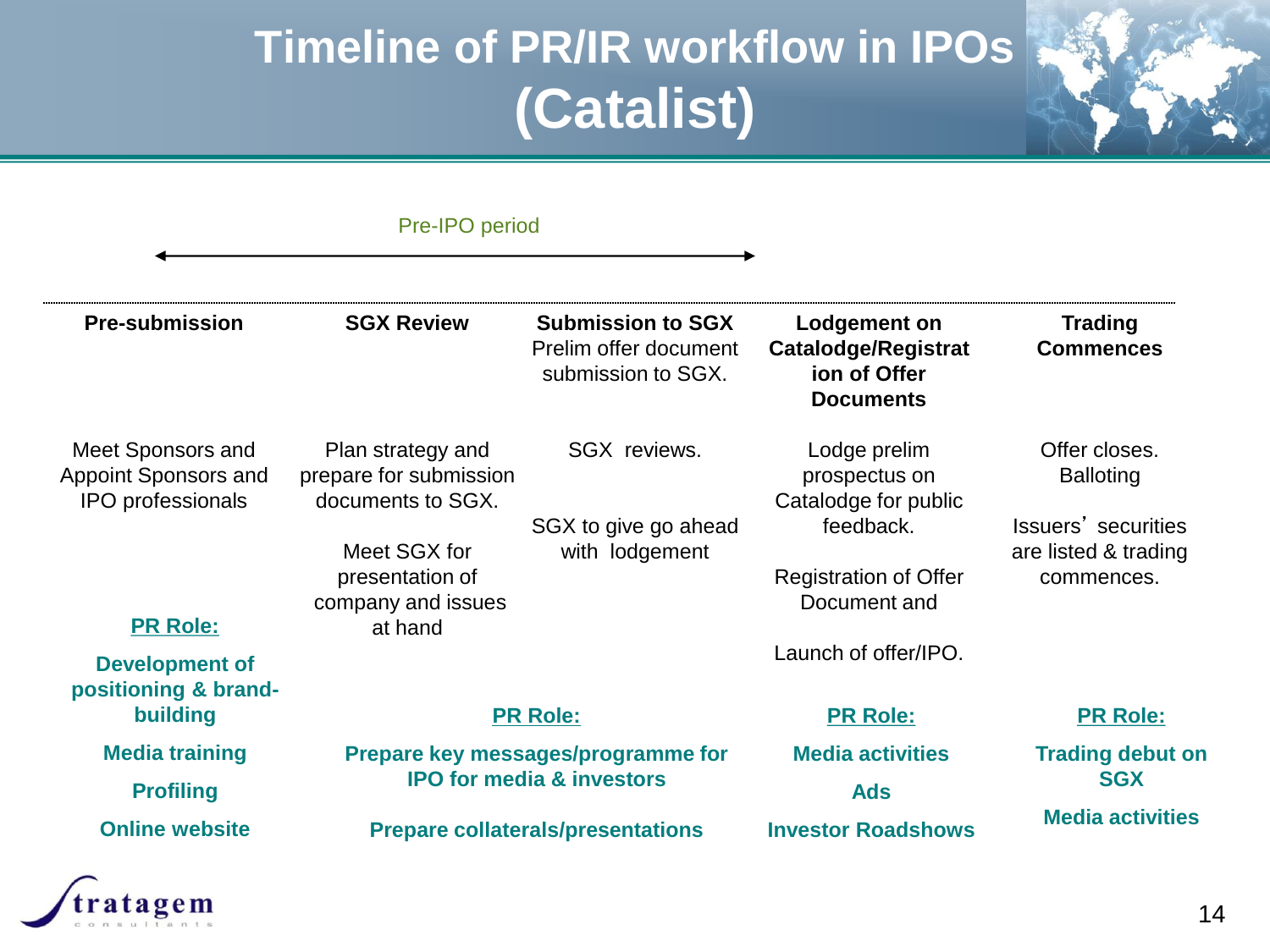# Timeline of PR/IR workflow in IPOs (Catalist)

Pre-IPO period

| Pre-submission | SGX Review | Submission to SGX | Lodgement on Catalodge/Registration of Offer Documents | Trading Commences |
|---|---|---|---|---|
| | | Prelim offer document submission to SGX. | | |
| Meet Sponsors and Appoint Sponsors and IPO professionals | Plan strategy and prepare for submission documents to SGX.<br><br>Meet SGX for presentation of company and issues at hand | SGX reviews.<br><br>SGX to give go ahead with lodgement | Lodge prelim prospectus on Catalodge for public feedback.<br><br>Registration of Offer Document and<br><br>Launch of offer/IPO. | Offer closes. Balloting<br><br>Issuers' securities are listed & trading commences. |
| **PR Role:**<br><br>**Development of positioning & brand-building**<br><br>**Media training**<br><br>**Profiling**<br><br>**Online website** | **PR Role:**<br><br>**Prepare key messages/programme for IPO for media & investors**<br><br>**Prepare collaterals/presentations** | | **PR Role:**<br><br>**Media activities**<br><br>**Ads**<br><br>**Investor Roadshows** | **PR Role:**<br><br>**Trading debut on SGX**<br><br>**Media activities** |

Stratagem consultants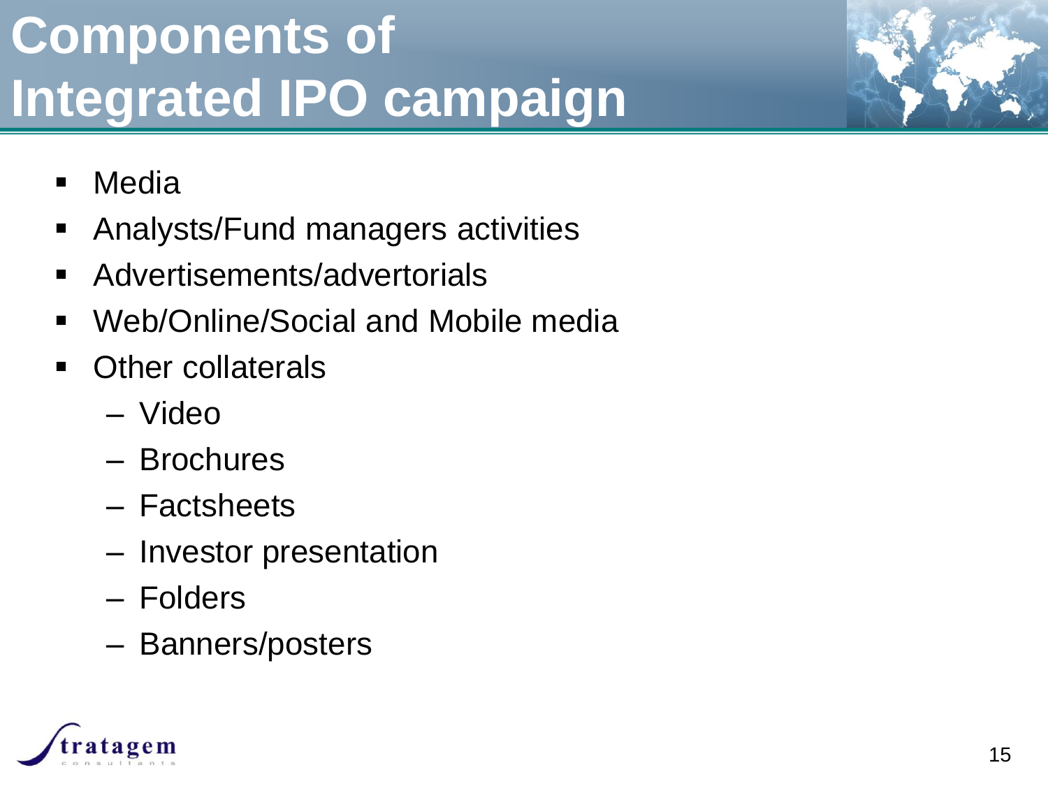# Components of Integrated IPO campaign

- Media
- Analysts/Fund managers activities
- Advertisements/advertorials
- Web/Online/Social and Mobile media
- Other collaterals
  - Video
  - Brochures
  - Factsheets
  - Investor presentation
  - Folders
  - Banners/posters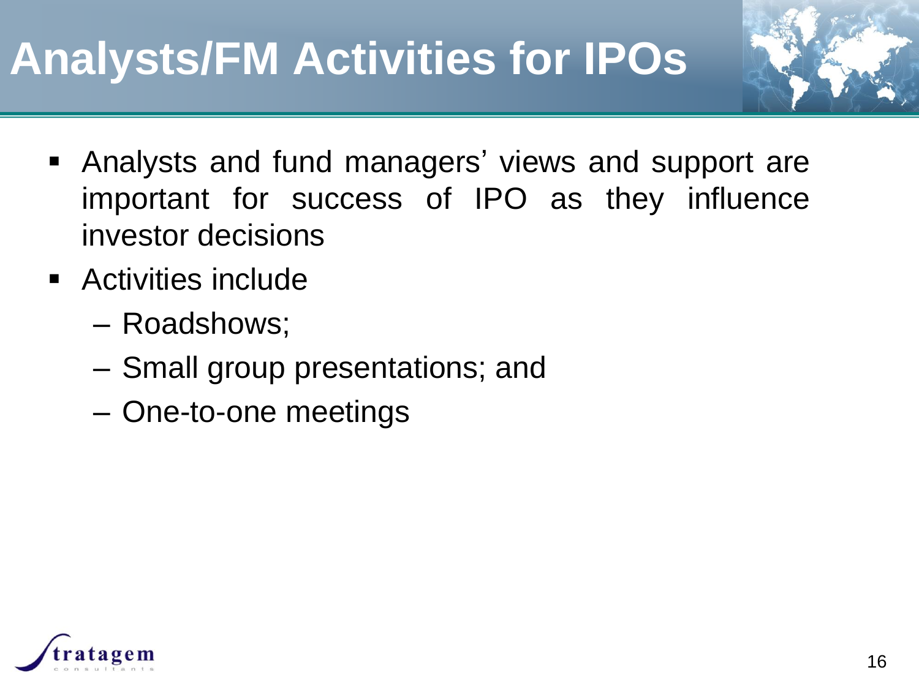# Analysts/FM Activities for IPOs

- Analysts and fund managers' views and support are important for success of IPO as they influence investor decisions
- Activities include
  - Roadshows;
  - Small group presentations; and
  - One-to-one meetings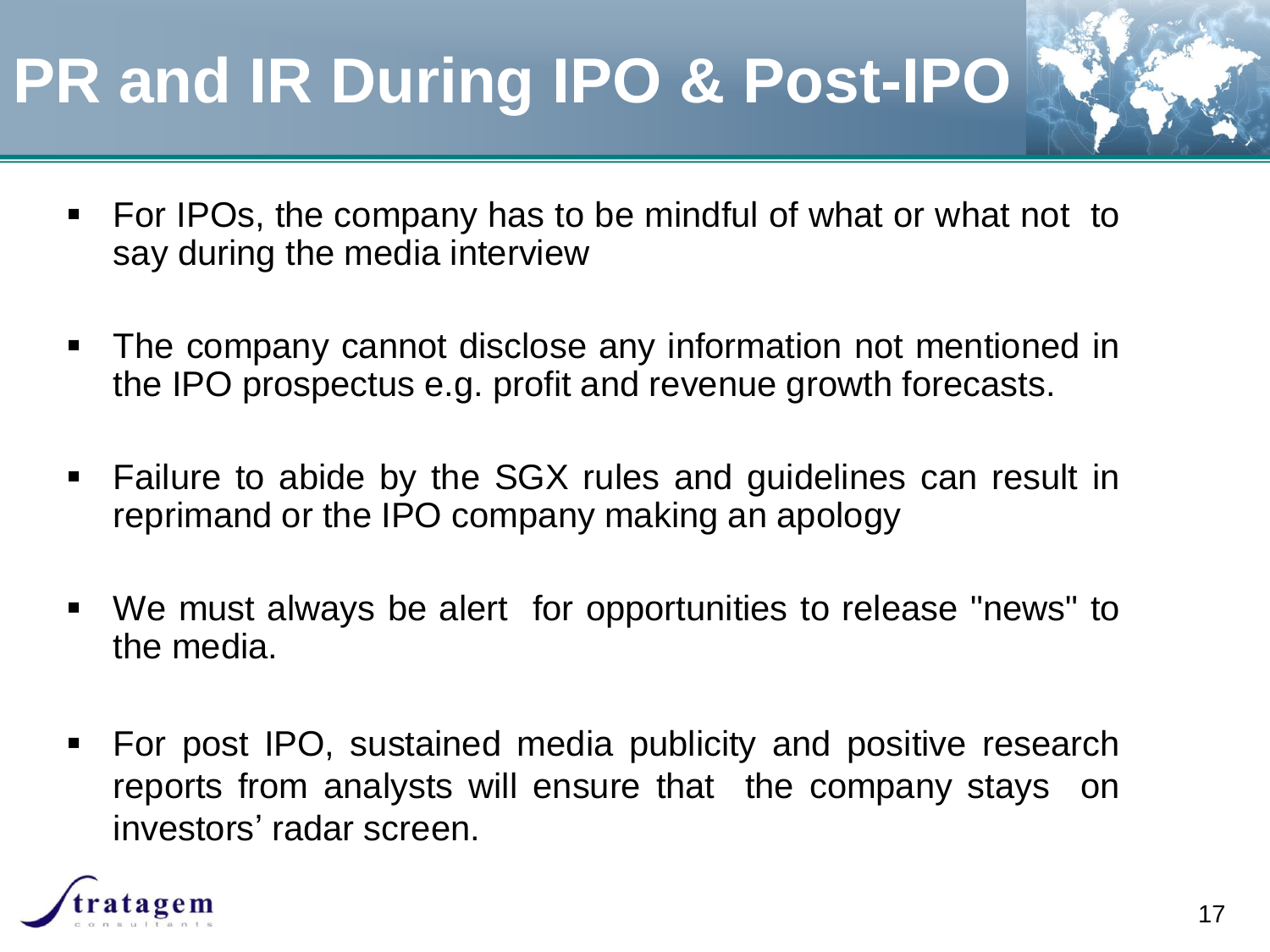# PR and IR During IPO & Post-IPO

- For IPOs, the company has to be mindful of what or what not to say during the media interview

- The company cannot disclose any information not mentioned in the IPO prospectus e.g. profit and revenue growth forecasts.

- Failure to abide by the SGX rules and guidelines can result in reprimand or the IPO company making an apology

- We must always be alert for opportunities to release "news" to the media.

- For post IPO, sustained media publicity and positive research reports from analysts will ensure that the company stays on investors' radar screen.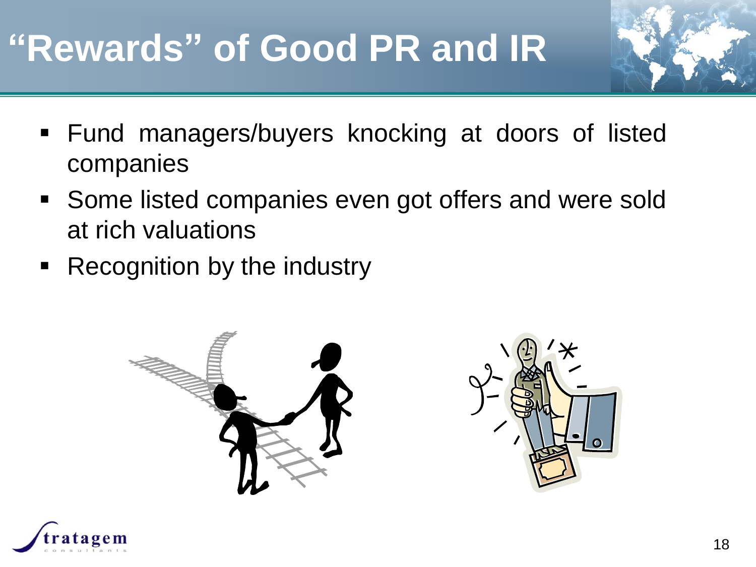# "Rewards" of Good PR and IR

- Fund managers/buyers knocking at doors of listed companies
- Some listed companies even got offers and were sold at rich valuations
- Recognition by the industry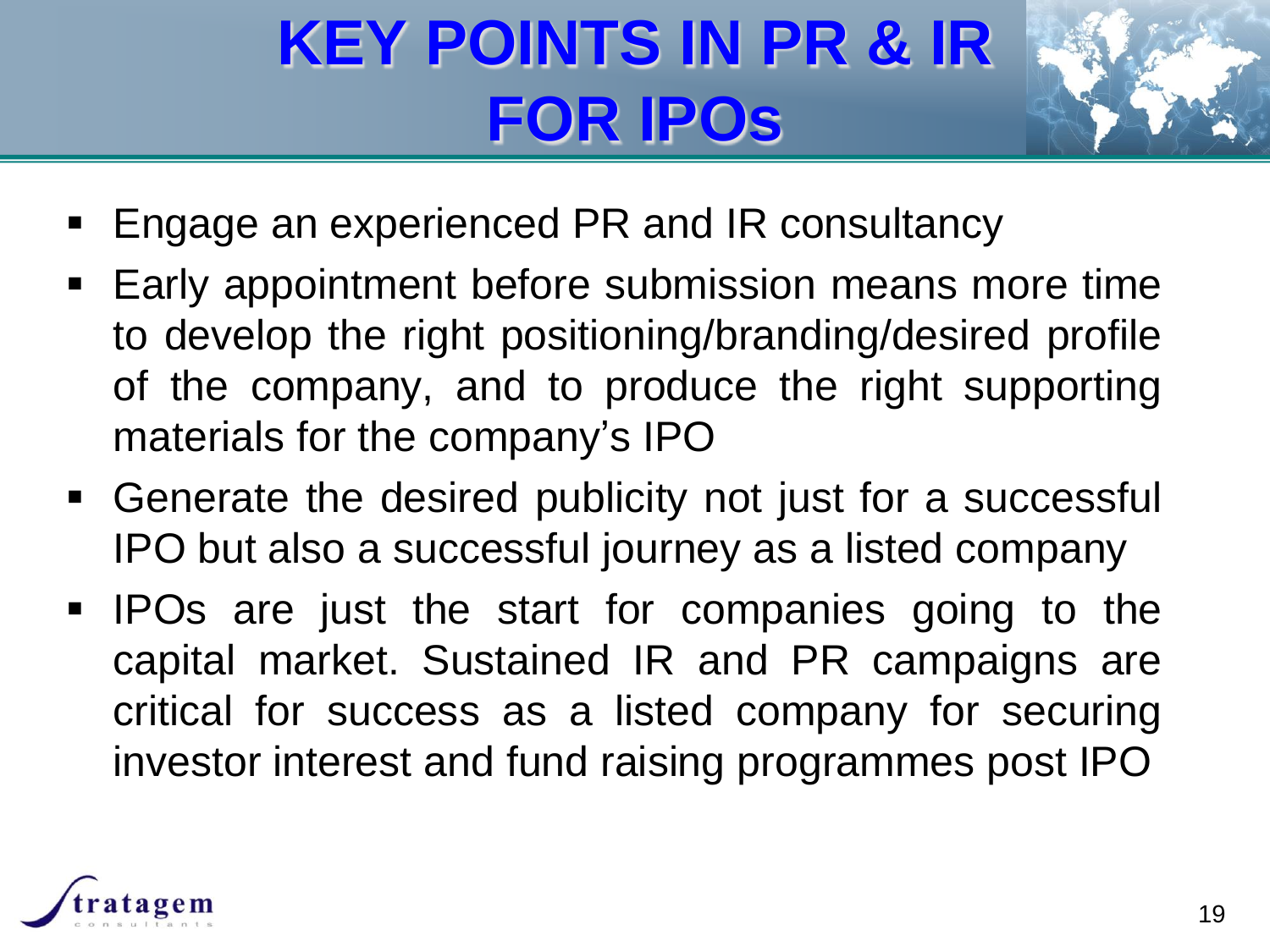# KEY POINTS IN PR & IR FOR IPOs

- Engage an experienced PR and IR consultancy
- Early appointment before submission means more time to develop the right positioning/branding/desired profile of the company, and to produce the right supporting materials for the company's IPO
- Generate the desired publicity not just for a successful IPO but also a successful journey as a listed company
- IPOs are just the start for companies going to the capital market. Sustained IR and PR campaigns are critical for success as a listed company for securing investor interest and fund raising programmes post IPO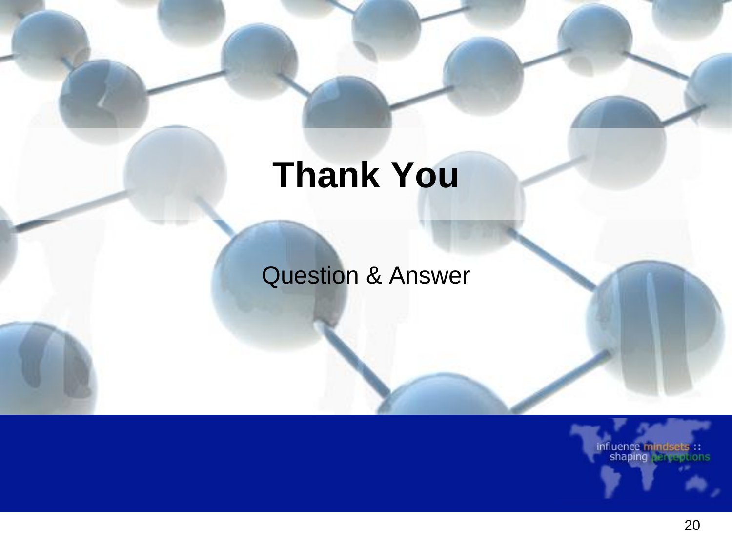# Thank You

Question & Answer

influence mindsets :: shaping perceptions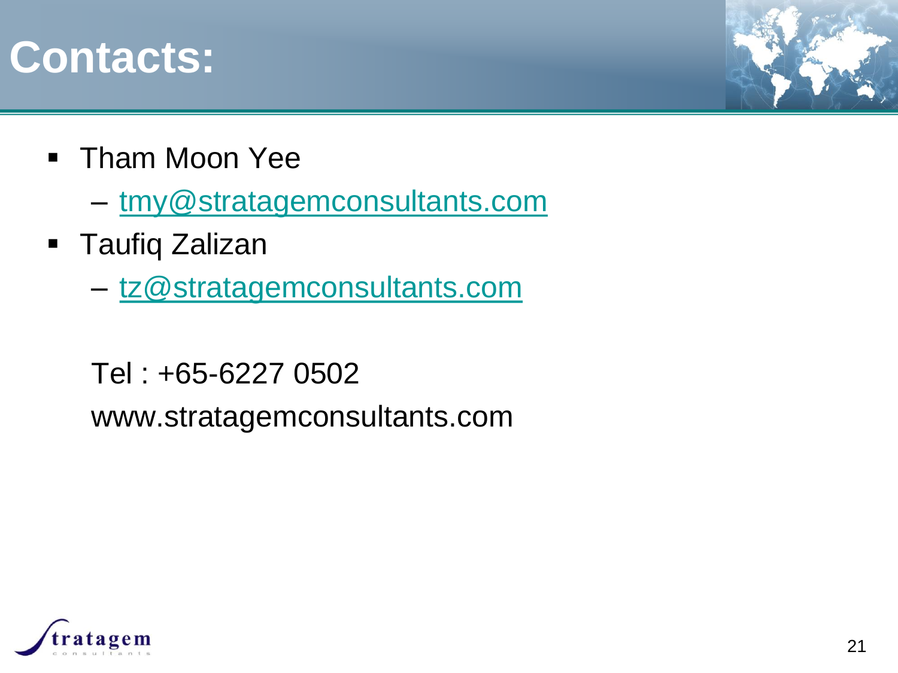# Contacts:

- Tham Moon Yee
  - tmy@stratagemconsultants.com
- Taufiq Zalizan
  - tz@stratagemconsultants.com

Tel : +65-6227 0502

www.stratagemconsultants.com